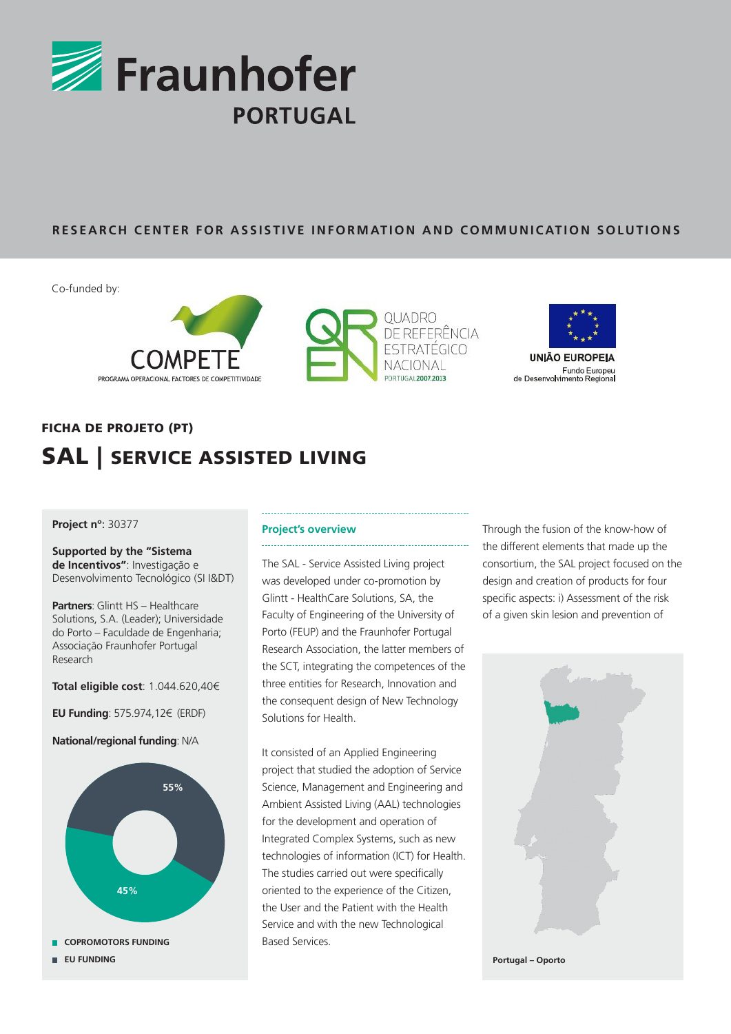# Fraunhofer PORTUGAL

**RESEARCH CENTER FOR ASSISTIVE INFORMATION AND COMMUNICATION SOLUTIONS**

Co-funded by:

COMPETE — PROGRAMA OPERACIONAL FACTORES DE COMPETITIVIDADE

QUADRO DE REFERÊNCIA ESTRATÉGICO NACIONAL — PORTUGAL 2007.2013

UNIÃO EUROPEIA — Fundo Europeu de Desenvolvimento Regional

**FICHA DE PROJETO (PT)**

## SAL | SERVICE ASSISTED LIVING

**Project nº:** 30377

**Supported by the "Sistema de Incentivos"**: Investigação e Desenvolvimento Tecnológico (SI I&DT)

**Partners**: Glintt HS – Healthcare Solutions, S.A. (Leader); Universidade do Porto – Faculdade de Engenharia; Associação Fraunhofer Portugal Research

**Total eligible cost**: 1.044.620,40€

**EU Funding**: 575.974,12€ (ERDF)

**National/regional funding**: N/A

55%

45%

- COPROMOTORS FUNDING
- EU FUNDING

### Project's overview

The SAL - Service Assisted Living project was developed under co-promotion by Glintt - HealthCare Solutions, SA, the Faculty of Engineering of the University of Porto (FEUP) and the Fraunhofer Portugal Research Association, the latter members of the SCT, integrating the competences of the three entities for Research, Innovation and the consequent design of New Technology Solutions for Health.

It consisted of an Applied Engineering project that studied the adoption of Service Science, Management and Engineering and Ambient Assisted Living (AAL) technologies for the development and operation of Integrated Complex Systems, such as new technologies of information (ICT) for Health. The studies carried out were specifically oriented to the experience of the Citizen, the User and the Patient with the Health Service and with the new Technological Based Services.

Through the fusion of the know-how of the different elements that made up the consortium, the SAL project focused on the design and creation of products for four specific aspects: i) Assessment of the risk of a given skin lesion and prevention of

**Portugal – Oporto**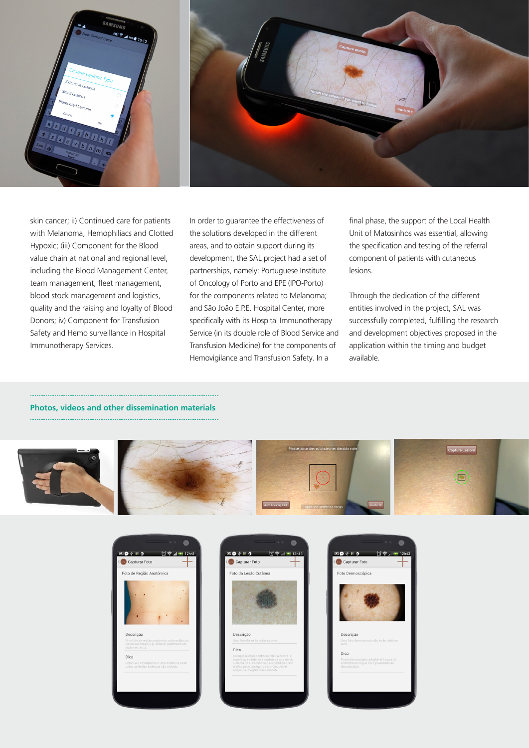skin cancer; ii) Continued care for patients with Melanoma, Hemophiliacs and Clotted Hypoxic; (iii) Component for the Blood value chain at national and regional level, including the Blood Management Center, team management, fleet management, blood stock management and logistics, quality and the raising and loyalty of Blood Donors; iv) Component for Transfusion Safety and Hemo surveillance in Hospital Immunotherapy Services.

In order to guarantee the effectiveness of the solutions developed in the different areas, and to obtain support during its development, the SAL project had a set of partnerships, namely: Portuguese Institute of Oncology of Porto and EPE (IPO-Porto) for the components related to Melanoma; and São João E.P.E. Hospital Center, more specifically with its Hospital Immunotherapy Service (in its double role of Blood Service and Transfusion Medicine) for the components of Hemovigilance and Transfusion Safety. In a final phase, the support of the Local Health Unit of Matosinhos was essential, allowing the specification and testing of the referral component of patients with cutaneous lesions.

Through the dedication of the different entities involved in the project, SAL was successfully completed, fulfilling the research and development objectives proposed in the application within the timing and budget available.

## Photos, videos and other dissemination materials